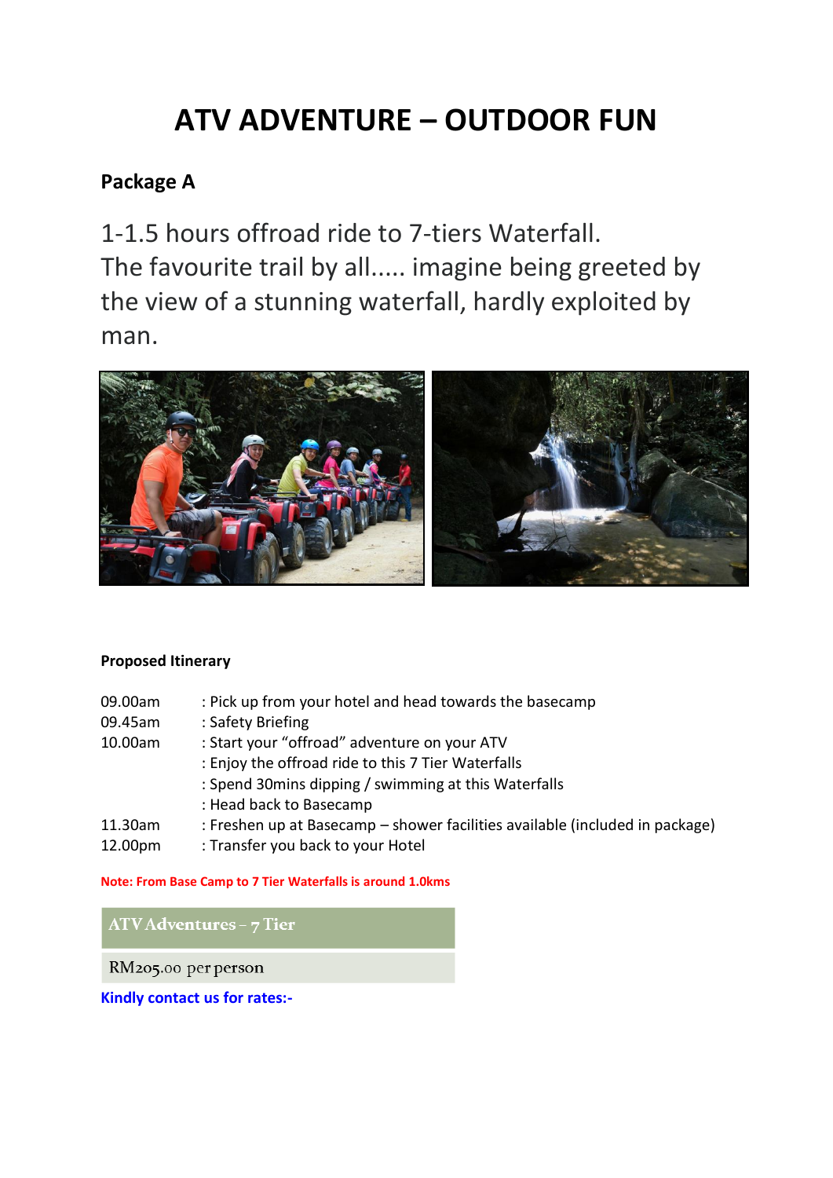# ATV ADVENTURE – OUTDOOR FUN

## Package A

1-1.5 hours offroad ride to 7-tiers Waterfall.
The favourite trail by all..... imagine being greeted by the view of a stunning waterfall, hardly exploited by man.

**Proposed Itinerary**

| | |
|---|---|
| 09.00am | : Pick up from your hotel and head towards the basecamp |
| 09.45am | : Safety Briefing |
| 10.00am | : Start your "offroad" adventure on your ATV |
| | : Enjoy the offroad ride to this 7 Tier Waterfalls |
| | : Spend 30mins dipping / swimming at this Waterfalls |
| | : Head back to Basecamp |
| 11.30am | : Freshen up at Basecamp – shower facilities available (included in package) |
| 12.00pm | : Transfer you back to your Hotel |

**Note: From Base Camp to 7 Tier Waterfalls is around 1.0kms**

| ATV Adventures – 7 Tier |
|---|
| RM205.00 per person |

**Kindly contact us for rates:-**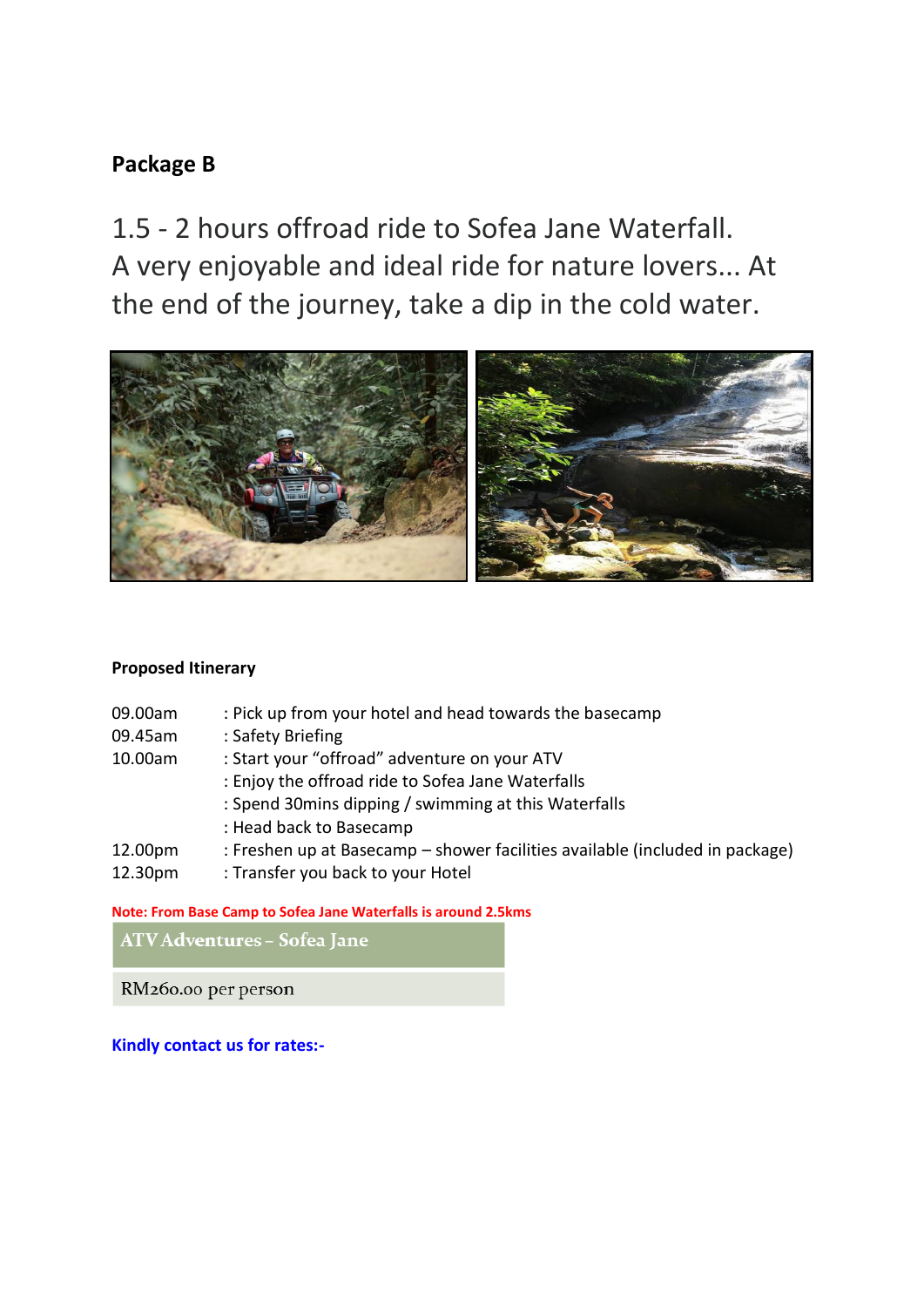**Package B**

1.5 - 2 hours offroad ride to Sofea Jane Waterfall. A very enjoyable and ideal ride for nature lovers... At the end of the journey, take a dip in the cold water.

**Proposed Itinerary**

| | |
|---|---|
| 09.00am | : Pick up from your hotel and head towards the basecamp |
| 09.45am | : Safety Briefing |
| 10.00am | : Start your "offroad" adventure on your ATV |
| | : Enjoy the offroad ride to Sofea Jane Waterfalls |
| | : Spend 30mins dipping / swimming at this Waterfalls |
| | : Head back to Basecamp |
| 12.00pm | : Freshen up at Basecamp – shower facilities available (included in package) |
| 12.30pm | : Transfer you back to your Hotel |

**Note: From Base Camp to Sofea Jane Waterfalls is around 2.5kms**

| ATV Adventures – Sofea Jane |
|---|
| RM260.00 per person |

**Kindly contact us for rates:-**